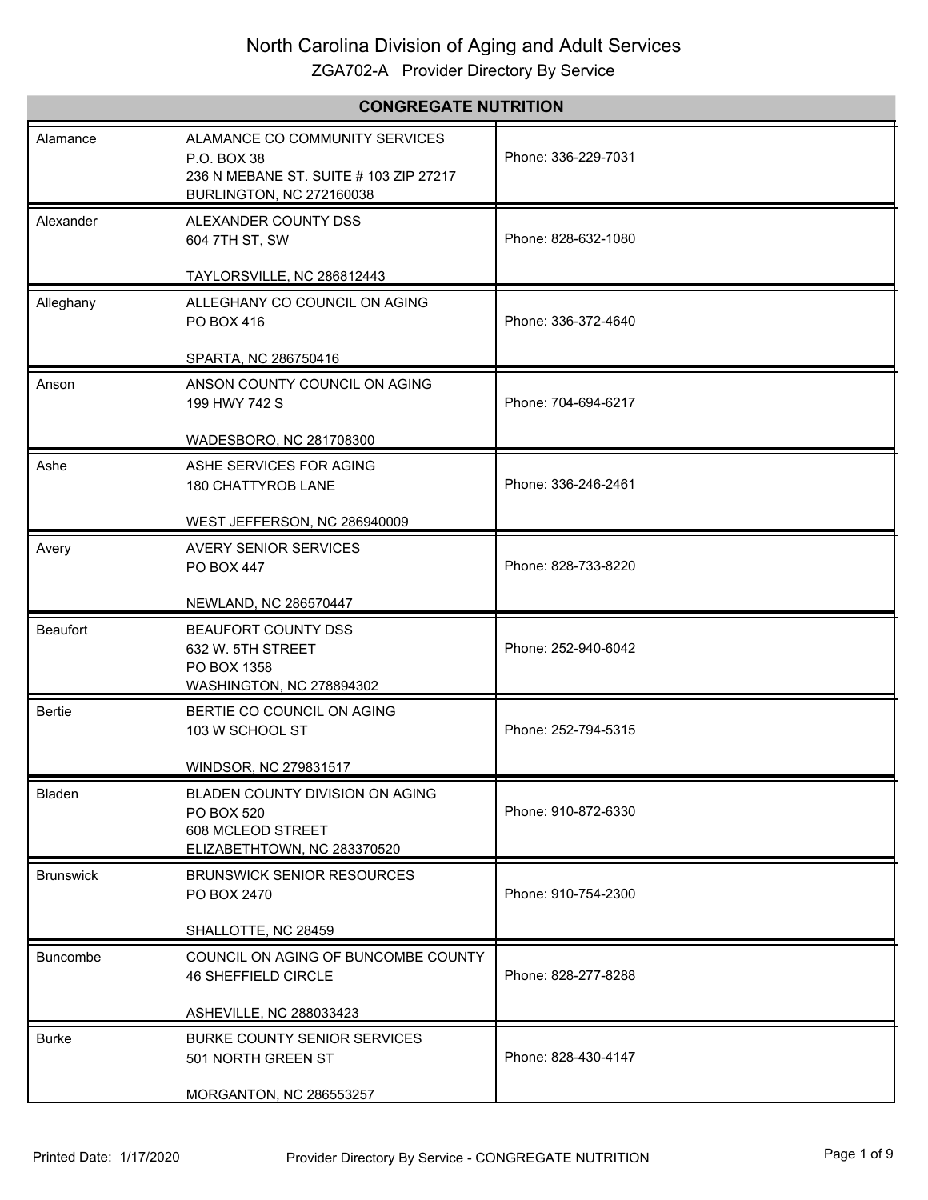# North Carolina Division of Aging and Adult Services

## ZGA702-A Provider Directory By Service

| CONGREGATE NUTRITION | | |
|---|---|---|
| Alamance | ALAMANCE CO COMMUNITY SERVICES<br>P.O. BOX 38<br>236 N MEBANE ST. SUITE # 103 ZIP 27217<br>BURLINGTON, NC 272160038 | Phone: 336-229-7031 |
| Alexander | ALEXANDER COUNTY DSS<br>604 7TH ST, SW<br><br>TAYLORSVILLE, NC 286812443 | Phone: 828-632-1080 |
| Alleghany | ALLEGHANY CO COUNCIL ON AGING<br>PO BOX 416<br><br>SPARTA, NC 286750416 | Phone: 336-372-4640 |
| Anson | ANSON COUNTY COUNCIL ON AGING<br>199 HWY 742 S<br><br>WADESBORO, NC 281708300 | Phone: 704-694-6217 |
| Ashe | ASHE SERVICES FOR AGING<br>180 CHATTYROB LANE<br><br>WEST JEFFERSON, NC 286940009 | Phone: 336-246-2461 |
| Avery | AVERY SENIOR SERVICES<br>PO BOX 447<br><br>NEWLAND, NC 286570447 | Phone: 828-733-8220 |
| Beaufort | BEAUFORT COUNTY DSS<br>632 W. 5TH STREET<br>PO BOX 1358<br>WASHINGTON, NC 278894302 | Phone: 252-940-6042 |
| Bertie | BERTIE CO COUNCIL ON AGING<br>103 W SCHOOL ST<br><br>WINDSOR, NC 279831517 | Phone: 252-794-5315 |
| Bladen | BLADEN COUNTY DIVISION ON AGING<br>PO BOX 520<br>608 MCLEOD STREET<br>ELIZABETHTOWN, NC 283370520 | Phone: 910-872-6330 |
| Brunswick | BRUNSWICK SENIOR RESOURCES<br>PO BOX 2470<br><br>SHALLOTTE, NC 28459 | Phone: 910-754-2300 |
| Buncombe | COUNCIL ON AGING OF BUNCOMBE COUNTY<br>46 SHEFFIELD CIRCLE<br><br>ASHEVILLE, NC 288033423 | Phone: 828-277-8288 |
| Burke | BURKE COUNTY SENIOR SERVICES<br>501 NORTH GREEN ST<br><br>MORGANTON, NC 286553257 | Phone: 828-430-4147 |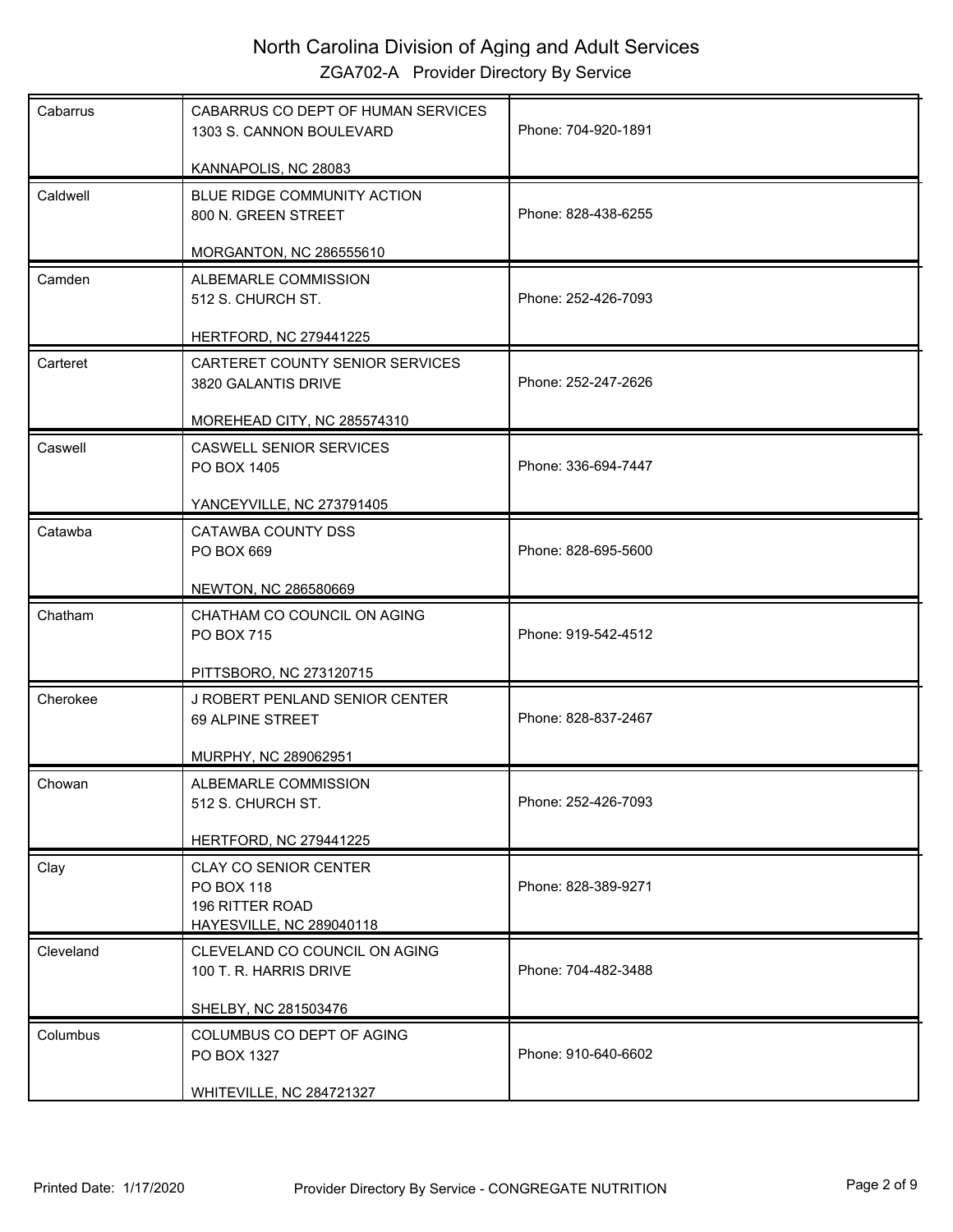| County | Provider | Phone |
|---|---|---|
| Cabarrus | CABARRUS CO DEPT OF HUMAN SERVICES<br>1303 S. CANNON BOULEVARD<br><br>KANNAPOLIS, NC 28083 | Phone: 704-920-1891 |
| Caldwell | BLUE RIDGE COMMUNITY ACTION<br>800 N. GREEN STREET<br><br>MORGANTON, NC 286555610 | Phone: 828-438-6255 |
| Camden | ALBEMARLE COMMISSION<br>512 S. CHURCH ST.<br><br>HERTFORD, NC 279441225 | Phone: 252-426-7093 |
| Carteret | CARTERET COUNTY SENIOR SERVICES<br>3820 GALANTIS DRIVE<br><br>MOREHEAD CITY, NC 285574310 | Phone: 252-247-2626 |
| Caswell | CASWELL SENIOR SERVICES<br>PO BOX 1405<br><br>YANCEYVILLE, NC 273791405 | Phone: 336-694-7447 |
| Catawba | CATAWBA COUNTY DSS<br>PO BOX 669<br><br>NEWTON, NC 286580669 | Phone: 828-695-5600 |
| Chatham | CHATHAM CO COUNCIL ON AGING<br>PO BOX 715<br><br>PITTSBORO, NC 273120715 | Phone: 919-542-4512 |
| Cherokee | J ROBERT PENLAND SENIOR CENTER<br>69 ALPINE STREET<br><br>MURPHY, NC 289062951 | Phone: 828-837-2467 |
| Chowan | ALBEMARLE COMMISSION<br>512 S. CHURCH ST.<br><br>HERTFORD, NC 279441225 | Phone: 252-426-7093 |
| Clay | CLAY CO SENIOR CENTER<br>PO BOX 118<br>196 RITTER ROAD<br>HAYESVILLE, NC 289040118 | Phone: 828-389-9271 |
| Cleveland | CLEVELAND CO COUNCIL ON AGING<br>100 T. R. HARRIS DRIVE<br><br>SHELBY, NC 281503476 | Phone: 704-482-3488 |
| Columbus | COLUMBUS CO DEPT OF AGING<br>PO BOX 1327<br><br>WHITEVILLE, NC 284721327 | Phone: 910-640-6602 |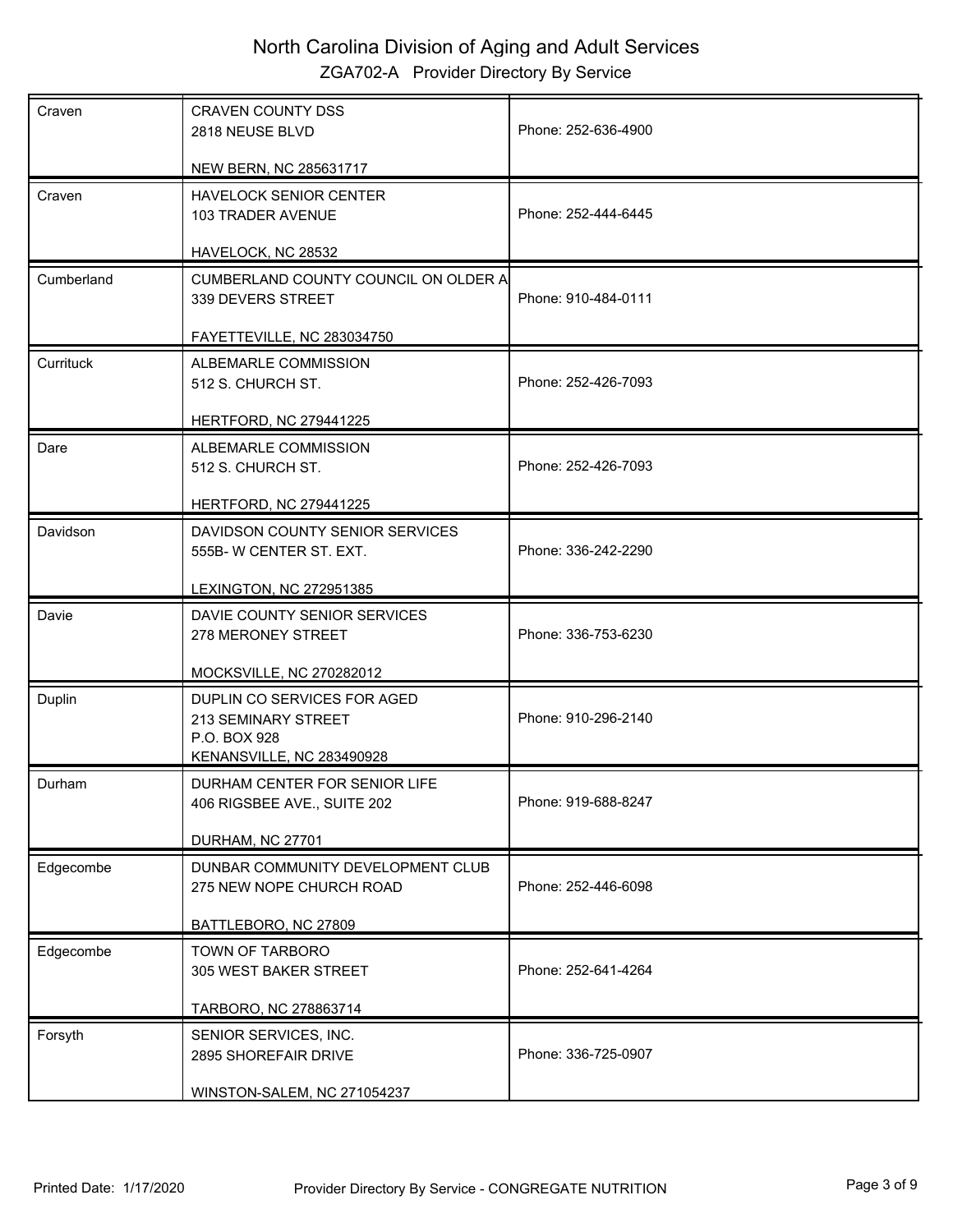# North Carolina Division of Aging and Adult Services

## ZGA702-A Provider Directory By Service

| County | Provider | Phone |
|---|---|---|
| Craven | CRAVEN COUNTY DSS<br>2818 NEUSE BLVD<br><br>NEW BERN, NC 285631717 | Phone: 252-636-4900 |
| Craven | HAVELOCK SENIOR CENTER<br>103 TRADER AVENUE<br><br>HAVELOCK, NC 28532 | Phone: 252-444-6445 |
| Cumberland | CUMBERLAND COUNTY COUNCIL ON OLDER A<br>339 DEVERS STREET<br><br>FAYETTEVILLE, NC 283034750 | Phone: 910-484-0111 |
| Currituck | ALBEMARLE COMMISSION<br>512 S. CHURCH ST.<br><br>HERTFORD, NC 279441225 | Phone: 252-426-7093 |
| Dare | ALBEMARLE COMMISSION<br>512 S. CHURCH ST.<br><br>HERTFORD, NC 279441225 | Phone: 252-426-7093 |
| Davidson | DAVIDSON COUNTY SENIOR SERVICES<br>555B- W CENTER ST. EXT.<br><br>LEXINGTON, NC 272951385 | Phone: 336-242-2290 |
| Davie | DAVIE COUNTY SENIOR SERVICES<br>278 MERONEY STREET<br><br>MOCKSVILLE, NC 270282012 | Phone: 336-753-6230 |
| Duplin | DUPLIN CO SERVICES FOR AGED<br>213 SEMINARY STREET<br>P.O. BOX 928<br>KENANSVILLE, NC 283490928 | Phone: 910-296-2140 |
| Durham | DURHAM CENTER FOR SENIOR LIFE<br>406 RIGSBEE AVE., SUITE 202<br><br>DURHAM, NC 27701 | Phone: 919-688-8247 |
| Edgecombe | DUNBAR COMMUNITY DEVELOPMENT CLUB<br>275 NEW NOPE CHURCH ROAD<br><br>BATTLEBORO, NC 27809 | Phone: 252-446-6098 |
| Edgecombe | TOWN OF TARBORO<br>305 WEST BAKER STREET<br><br>TARBORO, NC 278863714 | Phone: 252-641-4264 |
| Forsyth | SENIOR SERVICES, INC.<br>2895 SHOREFAIR DRIVE<br><br>WINSTON-SALEM, NC 271054237 | Phone: 336-725-0907 |

Printed Date: 1/17/2020 Provider Directory By Service - CONGREGATE NUTRITION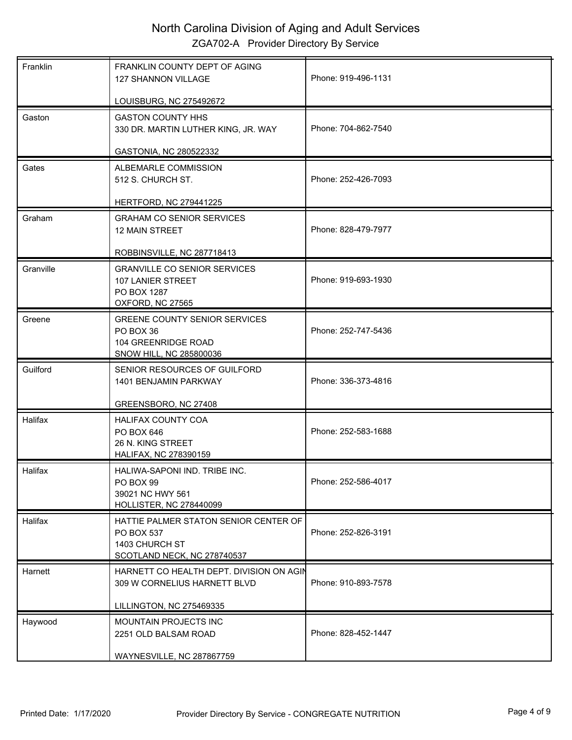# North Carolina Division of Aging and Adult Services

## ZGA702-A Provider Directory By Service

| County | Provider | Phone |
|---|---|---|
| Franklin | FRANKLIN COUNTY DEPT OF AGING<br>127 SHANNON VILLAGE<br><br>LOUISBURG, NC 275492672 | Phone: 919-496-1131 |
| Gaston | GASTON COUNTY HHS<br>330 DR. MARTIN LUTHER KING, JR. WAY<br><br>GASTONIA, NC 280522332 | Phone: 704-862-7540 |
| Gates | ALBEMARLE COMMISSION<br>512 S. CHURCH ST.<br><br>HERTFORD, NC 279441225 | Phone: 252-426-7093 |
| Graham | GRAHAM CO SENIOR SERVICES<br>12 MAIN STREET<br><br>ROBBINSVILLE, NC 287718413 | Phone: 828-479-7977 |
| Granville | GRANVILLE CO SENIOR SERVICES<br>107 LANIER STREET<br>PO BOX 1287<br>OXFORD, NC 27565 | Phone: 919-693-1930 |
| Greene | GREENE COUNTY SENIOR SERVICES<br>PO BOX 36<br>104 GREENRIDGE ROAD<br>SNOW HILL, NC 285800036 | Phone: 252-747-5436 |
| Guilford | SENIOR RESOURCES OF GUILFORD<br>1401 BENJAMIN PARKWAY<br><br>GREENSBORO, NC 27408 | Phone: 336-373-4816 |
| Halifax | HALIFAX COUNTY COA<br>PO BOX 646<br>26 N. KING STREET<br>HALIFAX, NC 278390159 | Phone: 252-583-1688 |
| Halifax | HALIWA-SAPONI IND. TRIBE INC.<br>PO BOX 99<br>39021 NC HWY 561<br>HOLLISTER, NC 278440099 | Phone: 252-586-4017 |
| Halifax | HATTIE PALMER STATON SENIOR CENTER OF<br>PO BOX 537<br>1403 CHURCH ST<br>SCOTLAND NECK, NC 278740537 | Phone: 252-826-3191 |
| Harnett | HARNETT CO HEALTH DEPT. DIVISION ON AGIN<br>309 W CORNELIUS HARNETT BLVD<br><br>LILLINGTON, NC 275469335 | Phone: 910-893-7578 |
| Haywood | MOUNTAIN PROJECTS INC<br>2251 OLD BALSAM ROAD<br><br>WAYNESVILLE, NC 287867759 | Phone: 828-452-1447 |

Printed Date: 1/17/2020 Provider Directory By Service - CONGREGATE NUTRITION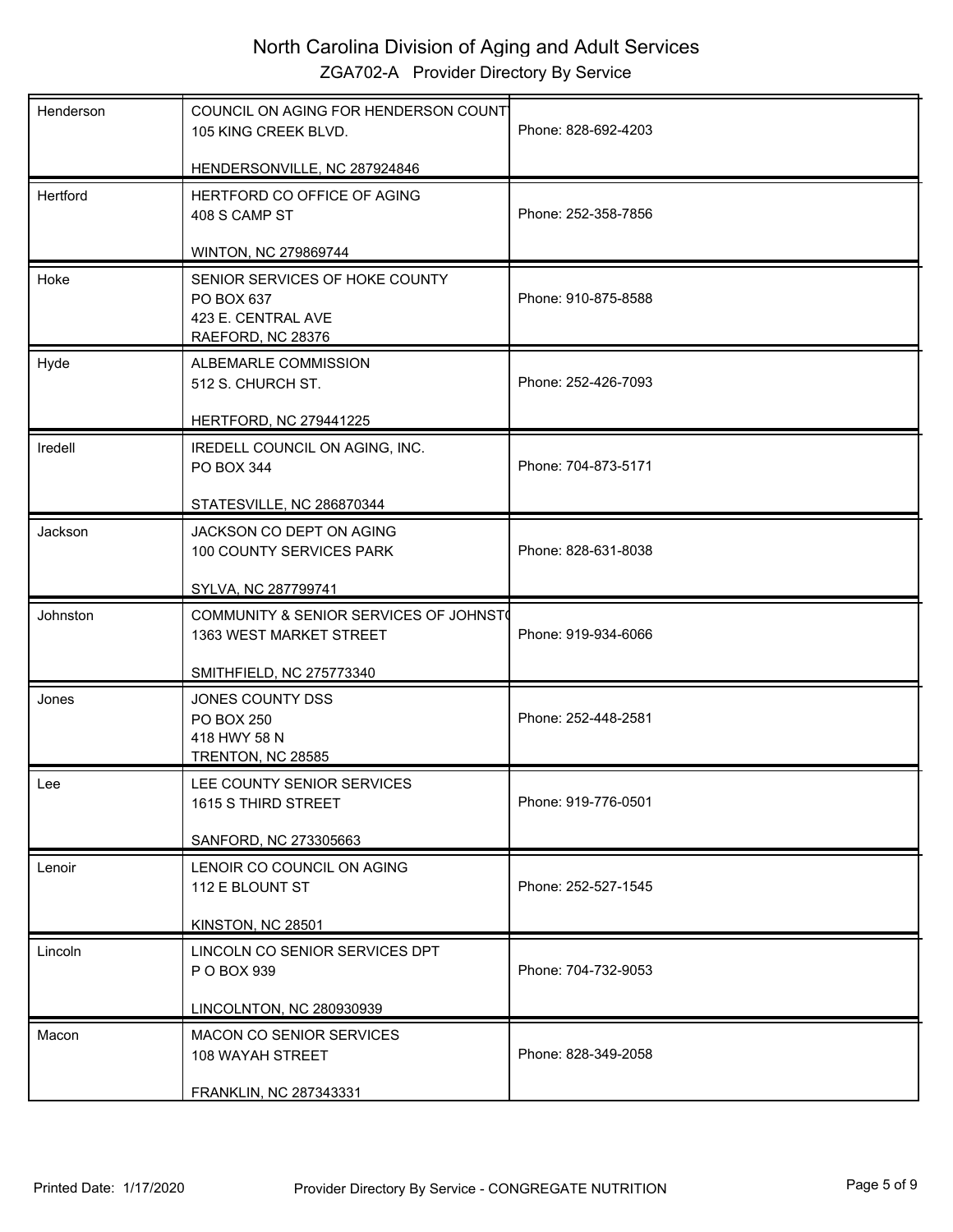# North Carolina Division of Aging and Adult Services

## ZGA702-A Provider Directory By Service

| County | Provider | Phone |
|---|---|---|
| Henderson | COUNCIL ON AGING FOR HENDERSON COUNT<br>105 KING CREEK BLVD.<br><br>HENDERSONVILLE, NC 287924846 | Phone: 828-692-4203 |
| Hertford | HERTFORD CO OFFICE OF AGING<br>408 S CAMP ST<br><br>WINTON, NC 279869744 | Phone: 252-358-7856 |
| Hoke | SENIOR SERVICES OF HOKE COUNTY<br>PO BOX 637<br>423 E. CENTRAL AVE<br>RAEFORD, NC 28376 | Phone: 910-875-8588 |
| Hyde | ALBEMARLE COMMISSION<br>512 S. CHURCH ST.<br><br>HERTFORD, NC 279441225 | Phone: 252-426-7093 |
| Iredell | IREDELL COUNCIL ON AGING, INC.<br>PO BOX 344<br><br>STATESVILLE, NC 286870344 | Phone: 704-873-5171 |
| Jackson | JACKSON CO DEPT ON AGING<br>100 COUNTY SERVICES PARK<br><br>SYLVA, NC 287799741 | Phone: 828-631-8038 |
| Johnston | COMMUNITY & SENIOR SERVICES OF JOHNST(<br>1363 WEST MARKET STREET<br><br>SMITHFIELD, NC 275773340 | Phone: 919-934-6066 |
| Jones | JONES COUNTY DSS<br>PO BOX 250<br>418 HWY 58 N<br>TRENTON, NC 28585 | Phone: 252-448-2581 |
| Lee | LEE COUNTY SENIOR SERVICES<br>1615 S THIRD STREET<br><br>SANFORD, NC 273305663 | Phone: 919-776-0501 |
| Lenoir | LENOIR CO COUNCIL ON AGING<br>112 E BLOUNT ST<br><br>KINSTON, NC 28501 | Phone: 252-527-1545 |
| Lincoln | LINCOLN CO SENIOR SERVICES DPT<br>P O BOX 939<br><br>LINCOLNTON, NC 280930939 | Phone: 704-732-9053 |
| Macon | MACON CO SENIOR SERVICES<br>108 WAYAH STREET<br><br>FRANKLIN, NC 287343331 | Phone: 828-349-2058 |

Printed Date: 1/17/2020 Provider Directory By Service - CONGREGATE NUTRITION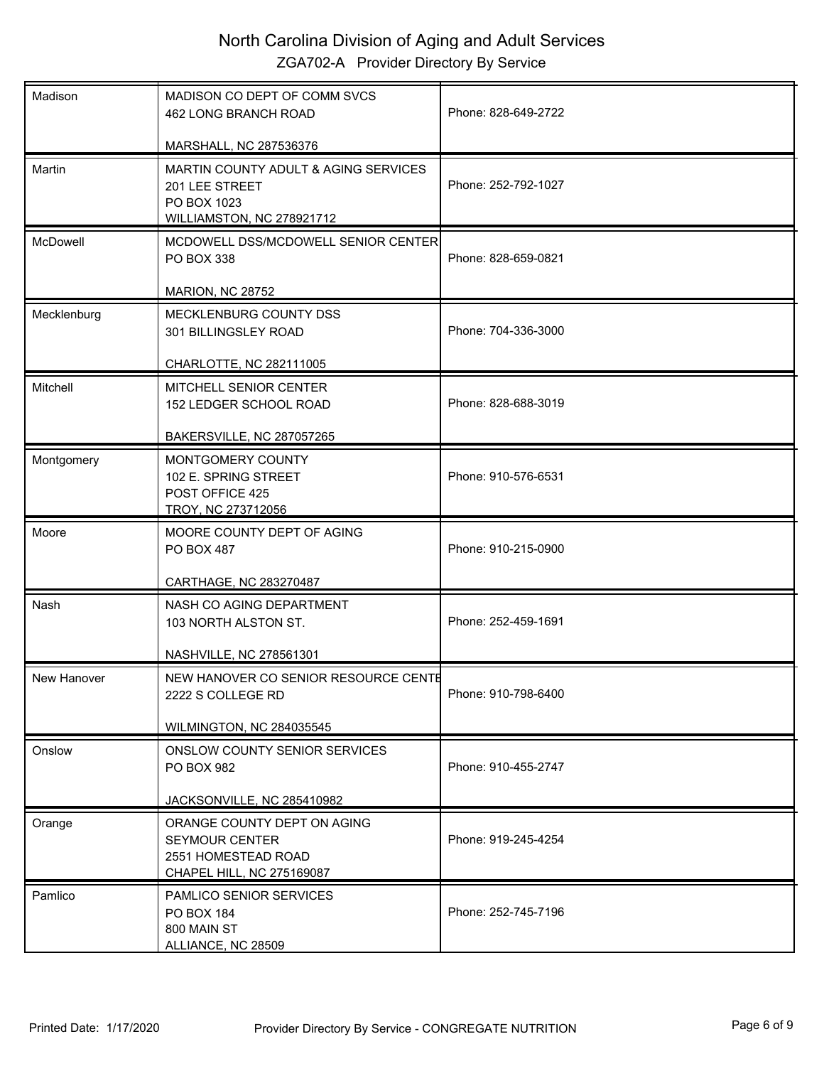# North Carolina Division of Aging and Adult Services

## ZGA702-A Provider Directory By Service

| County | Provider | Phone |
|---|---|---|
| Madison | MADISON CO DEPT OF COMM SVCS<br>462 LONG BRANCH ROAD<br><br>MARSHALL, NC 287536376 | Phone: 828-649-2722 |
| Martin | MARTIN COUNTY ADULT & AGING SERVICES<br>201 LEE STREET<br>PO BOX 1023<br>WILLIAMSTON, NC 278921712 | Phone: 252-792-1027 |
| McDowell | MCDOWELL DSS/MCDOWELL SENIOR CENTER<br>PO BOX 338<br><br>MARION, NC 28752 | Phone: 828-659-0821 |
| Mecklenburg | MECKLENBURG COUNTY DSS<br>301 BILLINGSLEY ROAD<br><br>CHARLOTTE, NC 282111005 | Phone: 704-336-3000 |
| Mitchell | MITCHELL SENIOR CENTER<br>152 LEDGER SCHOOL ROAD<br><br>BAKERSVILLE, NC 287057265 | Phone: 828-688-3019 |
| Montgomery | MONTGOMERY COUNTY<br>102 E. SPRING STREET<br>POST OFFICE 425<br>TROY, NC 273712056 | Phone: 910-576-6531 |
| Moore | MOORE COUNTY DEPT OF AGING<br>PO BOX 487<br><br>CARTHAGE, NC 283270487 | Phone: 910-215-0900 |
| Nash | NASH CO AGING DEPARTMENT<br>103 NORTH ALSTON ST.<br><br>NASHVILLE, NC 278561301 | Phone: 252-459-1691 |
| New Hanover | NEW HANOVER CO SENIOR RESOURCE CENTE<br>2222 S COLLEGE RD<br><br>WILMINGTON, NC 284035545 | Phone: 910-798-6400 |
| Onslow | ONSLOW COUNTY SENIOR SERVICES<br>PO BOX 982<br><br>JACKSONVILLE, NC 285410982 | Phone: 910-455-2747 |
| Orange | ORANGE COUNTY DEPT ON AGING<br>SEYMOUR CENTER<br>2551 HOMESTEAD ROAD<br>CHAPEL HILL, NC 275169087 | Phone: 919-245-4254 |
| Pamlico | PAMLICO SENIOR SERVICES<br>PO BOX 184<br>800 MAIN ST<br>ALLIANCE, NC 28509 | Phone: 252-745-7196 |

Printed Date: 1/17/2020 — Provider Directory By Service - CONGREGATE NUTRITION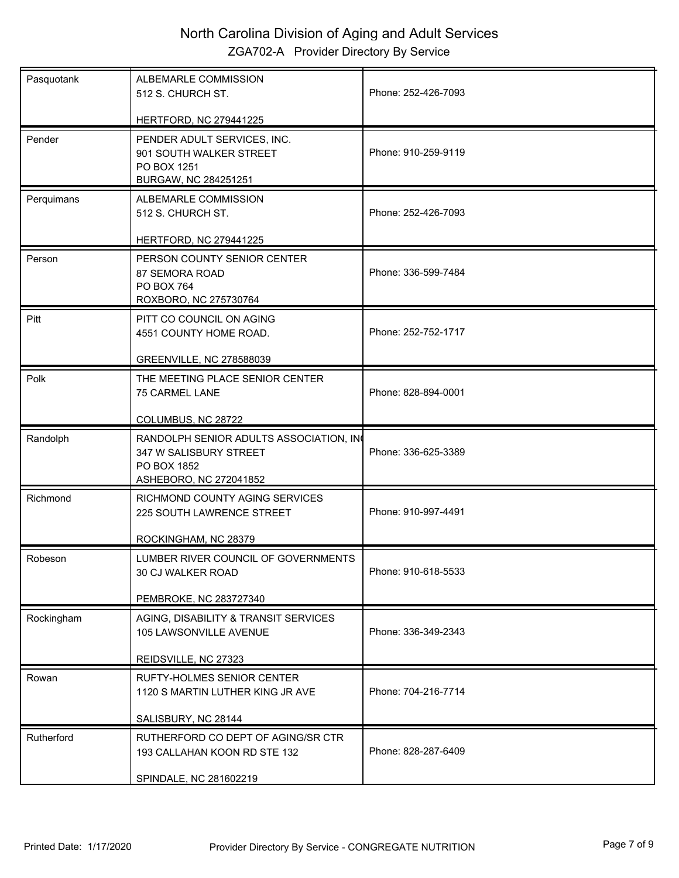# North Carolina Division of Aging and Adult Services

## ZGA702-A Provider Directory By Service

| County | Provider | Phone |
|---|---|---|
| Pasquotank | ALBEMARLE COMMISSION<br>512 S. CHURCH ST.<br><br>HERTFORD, NC 279441225 | Phone: 252-426-7093 |
| Pender | PENDER ADULT SERVICES, INC.<br>901 SOUTH WALKER STREET<br>PO BOX 1251<br>BURGAW, NC 284251251 | Phone: 910-259-9119 |
| Perquimans | ALBEMARLE COMMISSION<br>512 S. CHURCH ST.<br><br>HERTFORD, NC 279441225 | Phone: 252-426-7093 |
| Person | PERSON COUNTY SENIOR CENTER<br>87 SEMORA ROAD<br>PO BOX 764<br>ROXBORO, NC 275730764 | Phone: 336-599-7484 |
| Pitt | PITT CO COUNCIL ON AGING<br>4551 COUNTY HOME ROAD.<br><br>GREENVILLE, NC 278588039 | Phone: 252-752-1717 |
| Polk | THE MEETING PLACE SENIOR CENTER<br>75 CARMEL LANE<br><br>COLUMBUS, NC 28722 | Phone: 828-894-0001 |
| Randolph | RANDOLPH SENIOR ADULTS ASSOCIATION, INC<br>347 W SALISBURY STREET<br>PO BOX 1852<br>ASHEBORO, NC 272041852 | Phone: 336-625-3389 |
| Richmond | RICHMOND COUNTY AGING SERVICES<br>225 SOUTH LAWRENCE STREET<br><br>ROCKINGHAM, NC 28379 | Phone: 910-997-4491 |
| Robeson | LUMBER RIVER COUNCIL OF GOVERNMENTS<br>30 CJ WALKER ROAD<br><br>PEMBROKE, NC 283727340 | Phone: 910-618-5533 |
| Rockingham | AGING, DISABILITY & TRANSIT SERVICES<br>105 LAWSONVILLE AVENUE<br><br>REIDSVILLE, NC 27323 | Phone: 336-349-2343 |
| Rowan | RUFTY-HOLMES SENIOR CENTER<br>1120 S MARTIN LUTHER KING JR AVE<br><br>SALISBURY, NC 28144 | Phone: 704-216-7714 |
| Rutherford | RUTHERFORD CO DEPT OF AGING/SR CTR<br>193 CALLAHAN KOON RD STE 132<br><br>SPINDALE, NC 281602219 | Phone: 828-287-6409 |

Printed Date: 1/17/2020 Provider Directory By Service - CONGREGATE NUTRITION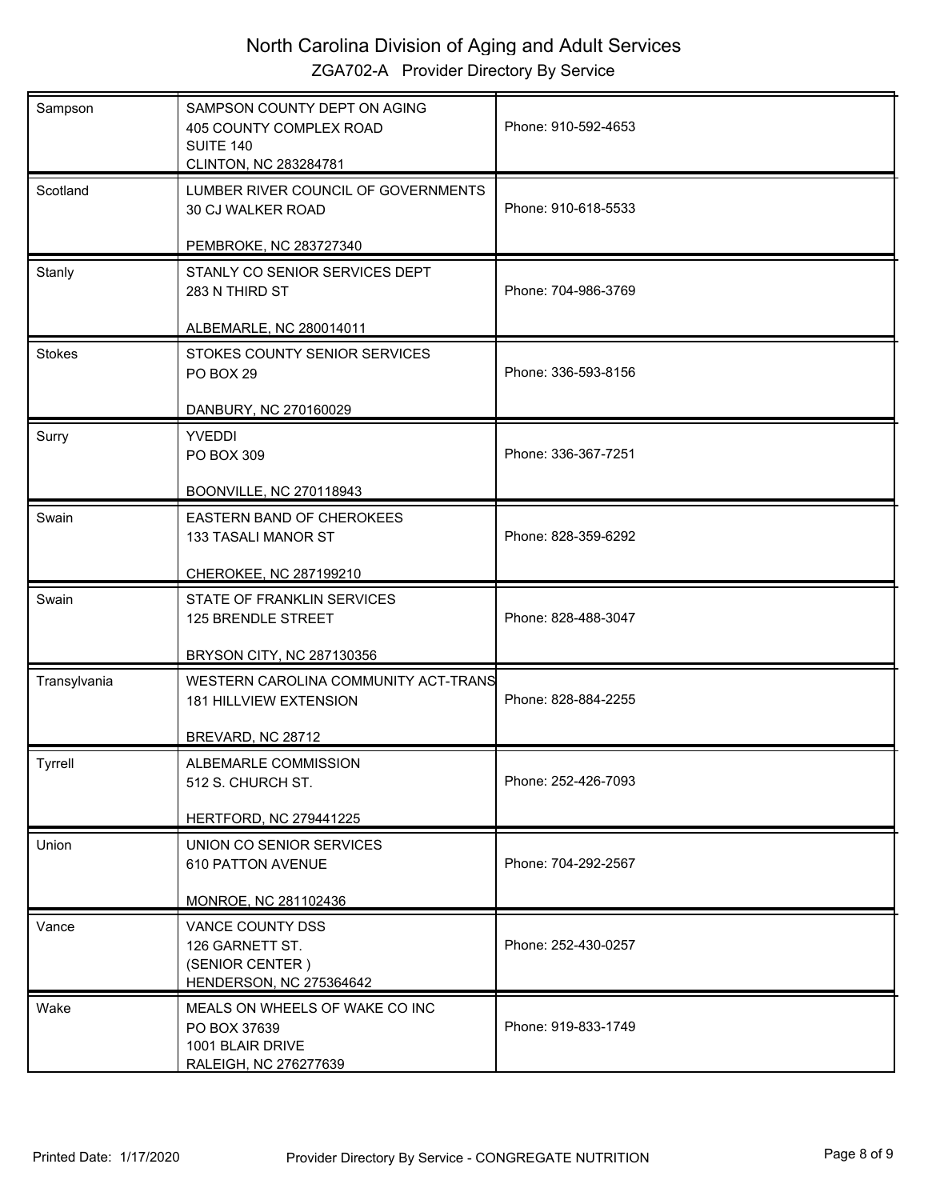# North Carolina Division of Aging and Adult Services

## ZGA702-A Provider Directory By Service

| County | Provider | Phone |
|---|---|---|
| Sampson | SAMPSON COUNTY DEPT ON AGING<br>405 COUNTY COMPLEX ROAD<br>SUITE 140<br>CLINTON, NC 283284781 | Phone: 910-592-4653 |
| Scotland | LUMBER RIVER COUNCIL OF GOVERNMENTS<br>30 CJ WALKER ROAD<br><br>PEMBROKE, NC 283727340 | Phone: 910-618-5533 |
| Stanly | STANLY CO SENIOR SERVICES DEPT<br>283 N THIRD ST<br><br>ALBEMARLE, NC 280014011 | Phone: 704-986-3769 |
| Stokes | STOKES COUNTY SENIOR SERVICES<br>PO BOX 29<br><br>DANBURY, NC 270160029 | Phone: 336-593-8156 |
| Surry | YVEDDI<br>PO BOX 309<br><br>BOONVILLE, NC 270118943 | Phone: 336-367-7251 |
| Swain | EASTERN BAND OF CHEROKEES<br>133 TASALI MANOR ST<br><br>CHEROKEE, NC 287199210 | Phone: 828-359-6292 |
| Swain | STATE OF FRANKLIN SERVICES<br>125 BRENDLE STREET<br><br>BRYSON CITY, NC 287130356 | Phone: 828-488-3047 |
| Transylvania | WESTERN CAROLINA COMMUNITY ACT-TRANS<br>181 HILLVIEW EXTENSION<br><br>BREVARD, NC 28712 | Phone: 828-884-2255 |
| Tyrrell | ALBEMARLE COMMISSION<br>512 S. CHURCH ST.<br><br>HERTFORD, NC 279441225 | Phone: 252-426-7093 |
| Union | UNION CO SENIOR SERVICES<br>610 PATTON AVENUE<br><br>MONROE, NC 281102436 | Phone: 704-292-2567 |
| Vance | VANCE COUNTY DSS<br>126 GARNETT ST.<br>(SENIOR CENTER )<br>HENDERSON, NC 275364642 | Phone: 252-430-0257 |
| Wake | MEALS ON WHEELS OF WAKE CO INC<br>PO BOX 37639<br>1001 BLAIR DRIVE<br>RALEIGH, NC 276277639 | Phone: 919-833-1749 |

Printed Date: 1/17/2020 Provider Directory By Service - CONGREGATE NUTRITION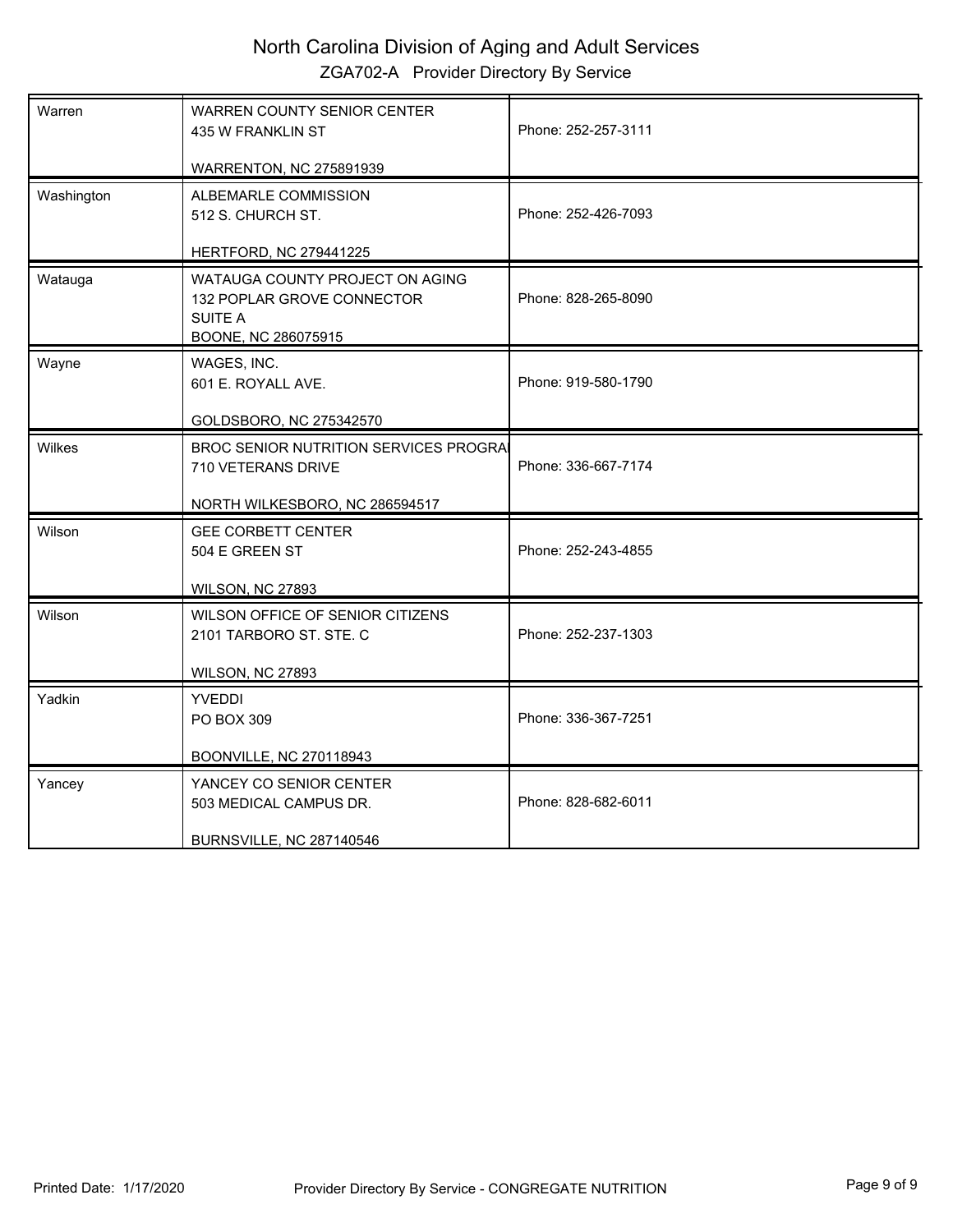# North Carolina Division of Aging and Adult Services

## ZGA702-A Provider Directory By Service

| | | |
|---|---|---|
| Warren | WARREN COUNTY SENIOR CENTER<br>435 W FRANKLIN ST<br><br>WARRENTON, NC 275891939 | Phone: 252-257-3111 |
| Washington | ALBEMARLE COMMISSION<br>512 S. CHURCH ST.<br><br>HERTFORD, NC 279441225 | Phone: 252-426-7093 |
| Watauga | WATAUGA COUNTY PROJECT ON AGING<br>132 POPLAR GROVE CONNECTOR<br>SUITE A<br>BOONE, NC 286075915 | Phone: 828-265-8090 |
| Wayne | WAGES, INC.<br>601 E. ROYALL AVE.<br><br>GOLDSBORO, NC 275342570 | Phone: 919-580-1790 |
| Wilkes | BROC SENIOR NUTRITION SERVICES PROGRA<br>710 VETERANS DRIVE<br><br>NORTH WILKESBORO, NC 286594517 | Phone: 336-667-7174 |
| Wilson | GEE CORBETT CENTER<br>504 E GREEN ST<br><br>WILSON, NC 27893 | Phone: 252-243-4855 |
| Wilson | WILSON OFFICE OF SENIOR CITIZENS<br>2101 TARBORO ST. STE. C<br><br>WILSON, NC 27893 | Phone: 252-237-1303 |
| Yadkin | YVEDDI<br>PO BOX 309<br><br>BOONVILLE, NC 270118943 | Phone: 336-367-7251 |
| Yancey | YANCEY CO SENIOR CENTER<br>503 MEDICAL CAMPUS DR.<br><br>BURNSVILLE, NC 287140546 | Phone: 828-682-6011 |

Printed Date: 1/17/2020

Provider Directory By Service - CONGREGATE NUTRITION